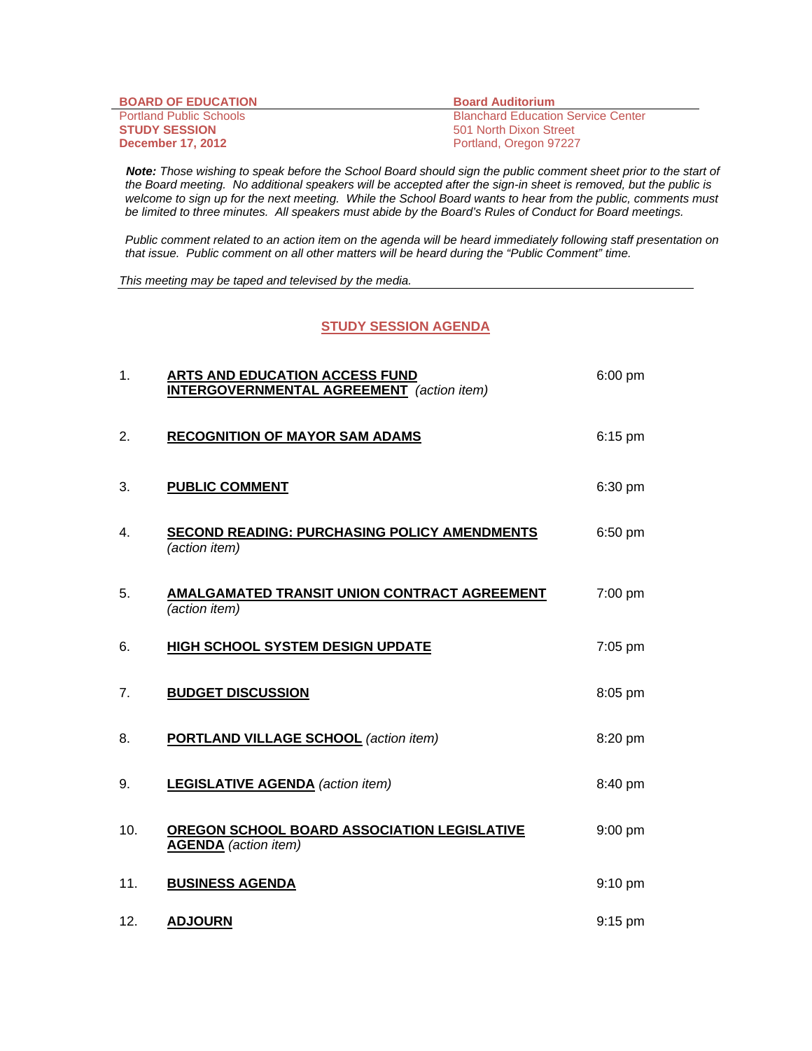**BOARD OF EDUCATION**
Portland Public Schools
**STUDY SESSION**
**December 17, 2012**

**Board Auditorium**
Blanchard Education Service Center
501 North Dixon Street
Portland, Oregon 97227

***Note:*** *Those wishing to speak before the School Board should sign the public comment sheet prior to the start of the Board meeting. No additional speakers will be accepted after the sign-in sheet is removed, but the public is welcome to sign up for the next meeting. While the School Board wants to hear from the public, comments must be limited to three minutes. All speakers must abide by the Board's Rules of Conduct for Board meetings.*

*Public comment related to an action item on the agenda will be heard immediately following staff presentation on that issue. Public comment on all other matters will be heard during the "Public Comment" time.*

*This meeting may be taped and televised by the media.*

## STUDY SESSION AGENDA

| | | |
|---|---|---|
| 1. | **ARTS AND EDUCATION ACCESS FUND INTERGOVERNMENTAL AGREEMENT** *(action item)* | 6:00 pm |
| 2. | **RECOGNITION OF MAYOR SAM ADAMS** | 6:15 pm |
| 3. | **PUBLIC COMMENT** | 6:30 pm |
| 4. | **SECOND READING: PURCHASING POLICY AMENDMENTS** *(action item)* | 6:50 pm |
| 5. | **AMALGAMATED TRANSIT UNION CONTRACT AGREEMENT** *(action item)* | 7:00 pm |
| 6. | **HIGH SCHOOL SYSTEM DESIGN UPDATE** | 7:05 pm |
| 7. | **BUDGET DISCUSSION** | 8:05 pm |
| 8. | **PORTLAND VILLAGE SCHOOL** *(action item)* | 8:20 pm |
| 9. | **LEGISLATIVE AGENDA** *(action item)* | 8:40 pm |
| 10. | **OREGON SCHOOL BOARD ASSOCIATION LEGISLATIVE AGENDA** *(action item)* | 9:00 pm |
| 11. | **BUSINESS AGENDA** | 9:10 pm |
| 12. | **ADJOURN** | 9:15 pm |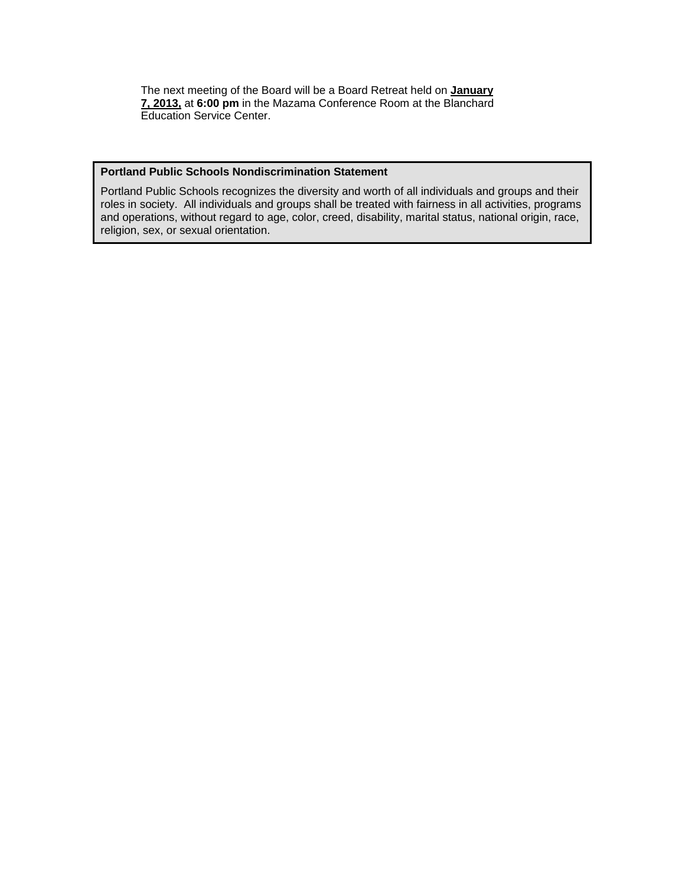The next meeting of the Board will be a Board Retreat held on **January 7, 2013,** at **6:00 pm** in the Mazama Conference Room at the Blanchard Education Service Center.

**Portland Public Schools Nondiscrimination Statement**

Portland Public Schools recognizes the diversity and worth of all individuals and groups and their roles in society. All individuals and groups shall be treated with fairness in all activities, programs and operations, without regard to age, color, creed, disability, marital status, national origin, race, religion, sex, or sexual orientation.